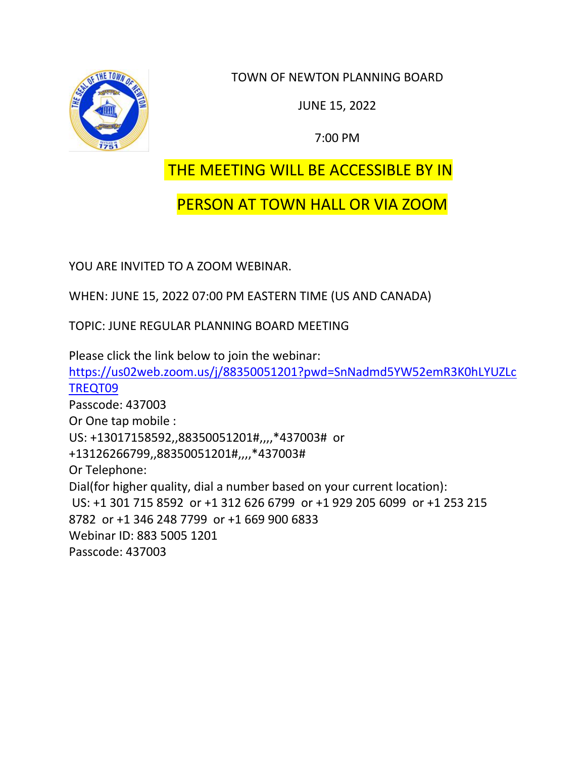TOWN OF NEWTON PLANNING BOARD

JUNE 15, 2022

7:00 PM

**THE MEETING WILL BE ACCESSIBLE BY IN PERSON AT TOWN HALL OR VIA ZOOM**

YOU ARE INVITED TO A ZOOM WEBINAR.

WHEN: JUNE 15, 2022 07:00 PM EASTERN TIME (US AND CANADA)

TOPIC: JUNE REGULAR PLANNING BOARD MEETING

Please click the link below to join the webinar:
https://us02web.zoom.us/j/88350051201?pwd=SnNadmd5YW52emR3K0hLYUZLcTREQT09
Passcode: 437003
Or One tap mobile :
US: +13017158592,,88350051201#,,,,*437003# or
+13126266799,,88350051201#,,,,*437003#
Or Telephone:
Dial(for higher quality, dial a number based on your current location):
US: +1 301 715 8592 or +1 312 626 6799 or +1 929 205 6099 or +1 253 215 8782 or +1 346 248 7799 or +1 669 900 6833
Webinar ID: 883 5005 1201
Passcode: 437003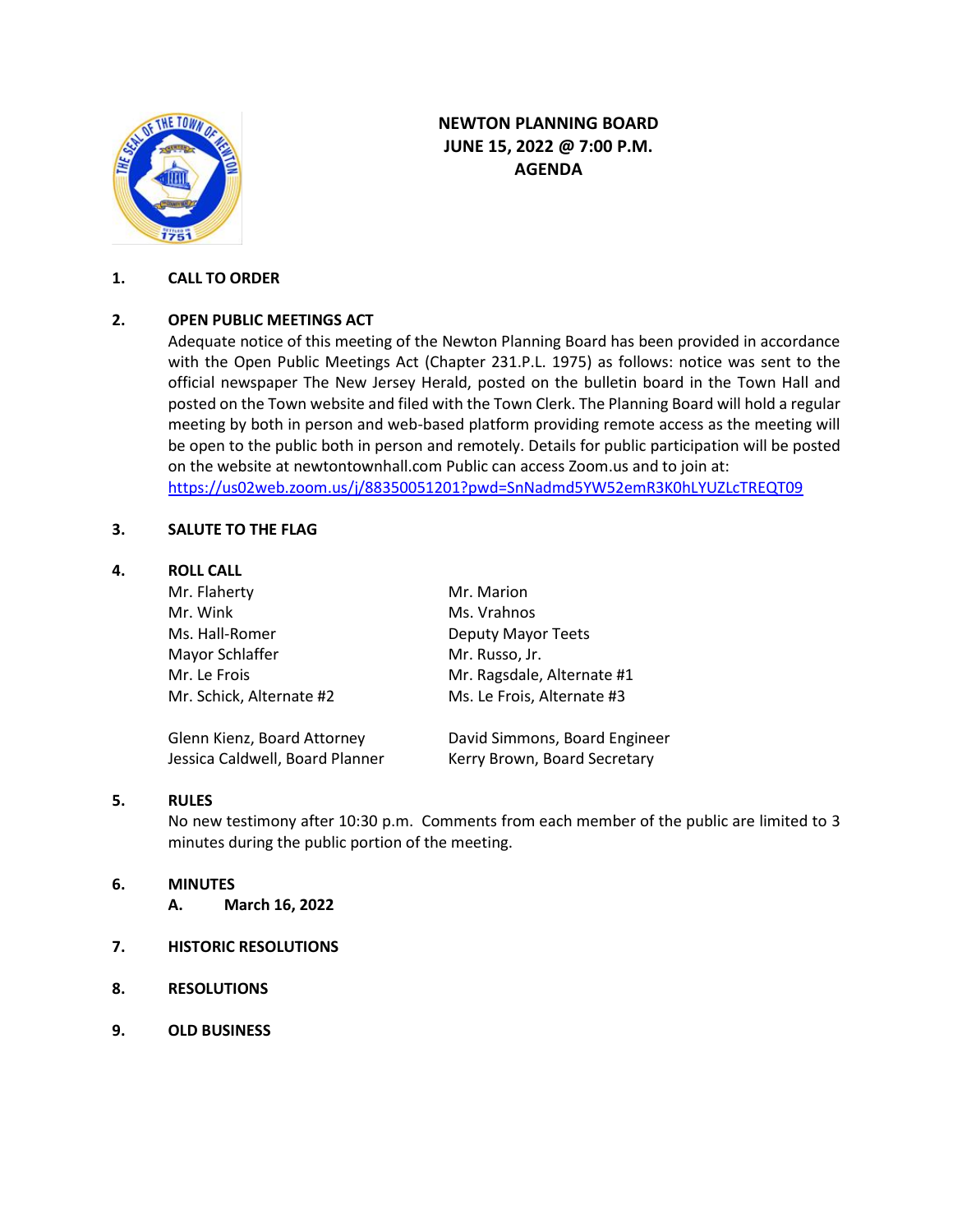# NEWTON PLANNING BOARD
# JUNE 15, 2022 @ 7:00 P.M.
# AGENDA

**1. CALL TO ORDER**

**2. OPEN PUBLIC MEETINGS ACT**

Adequate notice of this meeting of the Newton Planning Board has been provided in accordance with the Open Public Meetings Act (Chapter 231.P.L. 1975) as follows: notice was sent to the official newspaper The New Jersey Herald, posted on the bulletin board in the Town Hall and posted on the Town website and filed with the Town Clerk. The Planning Board will hold a regular meeting by both in person and web-based platform providing remote access as the meeting will be open to the public both in person and remotely. Details for public participation will be posted on the website at newtontownhall.com Public can access Zoom.us and to join at: https://us02web.zoom.us/j/88350051201?pwd=SnNadmd5YW52emR3K0hLYUZLcTREQT09

**3. SALUTE TO THE FLAG**

**4. ROLL CALL**

| | |
|---|---|
| Mr. Flaherty | Mr. Marion |
| Mr. Wink | Ms. Vrahnos |
| Ms. Hall-Romer | Deputy Mayor Teets |
| Mayor Schlaffer | Mr. Russo, Jr. |
| Mr. Le Frois | Mr. Ragsdale, Alternate #1 |
| Mr. Schick, Alternate #2 | Ms. Le Frois, Alternate #3 |
| Glenn Kienz, Board Attorney | David Simmons, Board Engineer |
| Jessica Caldwell, Board Planner | Kerry Brown, Board Secretary |

**5. RULES**

No new testimony after 10:30 p.m. Comments from each member of the public are limited to 3 minutes during the public portion of the meeting.

**6. MINUTES**

**A. March 16, 2022**

**7. HISTORIC RESOLUTIONS**

**8. RESOLUTIONS**

**9. OLD BUSINESS**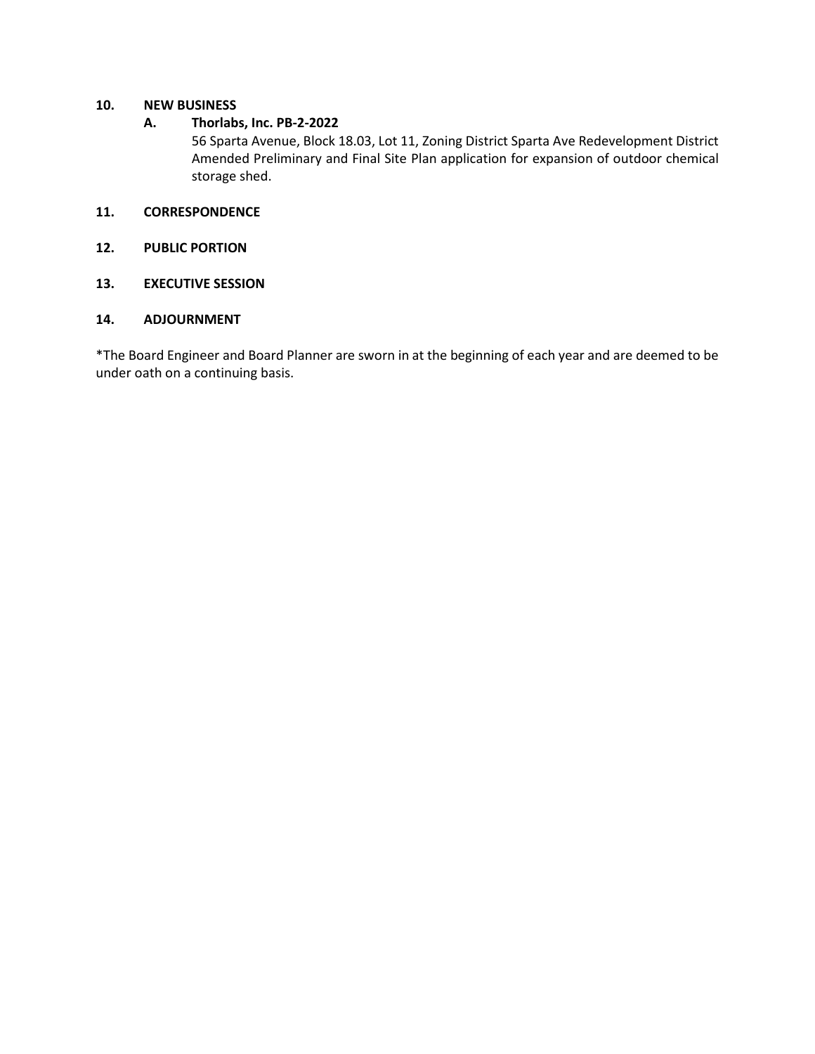**10. NEW BUSINESS**

**A. Thorlabs, Inc. PB-2-2022**

56 Sparta Avenue, Block 18.03, Lot 11, Zoning District Sparta Ave Redevelopment District Amended Preliminary and Final Site Plan application for expansion of outdoor chemical storage shed.

**11. CORRESPONDENCE**

**12. PUBLIC PORTION**

**13. EXECUTIVE SESSION**

**14. ADJOURNMENT**

*The Board Engineer and Board Planner are sworn in at the beginning of each year and are deemed to be under oath on a continuing basis.